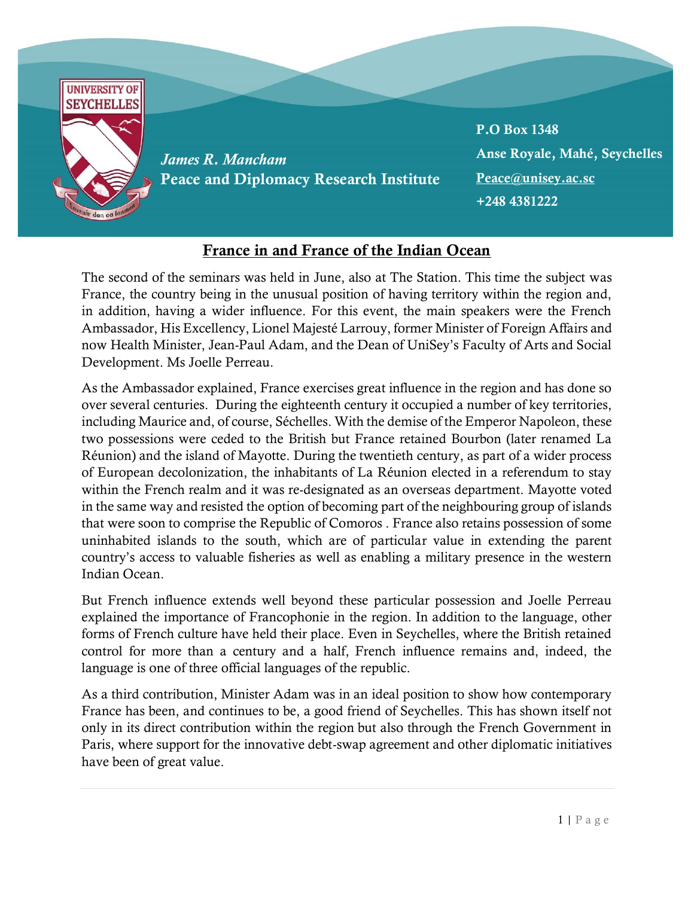**UNIVERSITY OF SEYCHELLES**

*James R. Mancham*
**Peace and Diplomacy Research Institute**

**P.O Box 1348**
**Anse Royale, Mahé, Seychelles**
**Peace@unisey.ac.sc**
**+248 4381222**

# France in and France of the Indian Ocean

The second of the seminars was held in June, also at The Station. This time the subject was France, the country being in the unusual position of having territory within the region and, in addition, having a wider influence. For this event, the main speakers were the French Ambassador, His Excellency, Lionel Majesté Larrouy, former Minister of Foreign Affairs and now Health Minister, Jean-Paul Adam, and the Dean of UniSey's Faculty of Arts and Social Development. Ms Joelle Perreau.

As the Ambassador explained, France exercises great influence in the region and has done so over several centuries. During the eighteenth century it occupied a number of key territories, including Maurice and, of course, Séchelles. With the demise of the Emperor Napoleon, these two possessions were ceded to the British but France retained Bourbon (later renamed La Réunion) and the island of Mayotte. During the twentieth century, as part of a wider process of European decolonization, the inhabitants of La Réunion elected in a referendum to stay within the French realm and it was re-designated as an overseas department. Mayotte voted in the same way and resisted the option of becoming part of the neighbouring group of islands that were soon to comprise the Republic of Comoros . France also retains possession of some uninhabited islands to the south, which are of particular value in extending the parent country's access to valuable fisheries as well as enabling a military presence in the western Indian Ocean.

But French influence extends well beyond these particular possession and Joelle Perreau explained the importance of Francophonie in the region. In addition to the language, other forms of French culture have held their place. Even in Seychelles, where the British retained control for more than a century and a half, French influence remains and, indeed, the language is one of three official languages of the republic.

As a third contribution, Minister Adam was in an ideal position to show how contemporary France has been, and continues to be, a good friend of Seychelles. This has shown itself not only in its direct contribution within the region but also through the French Government in Paris, where support for the innovative debt-swap agreement and other diplomatic initiatives have been of great value.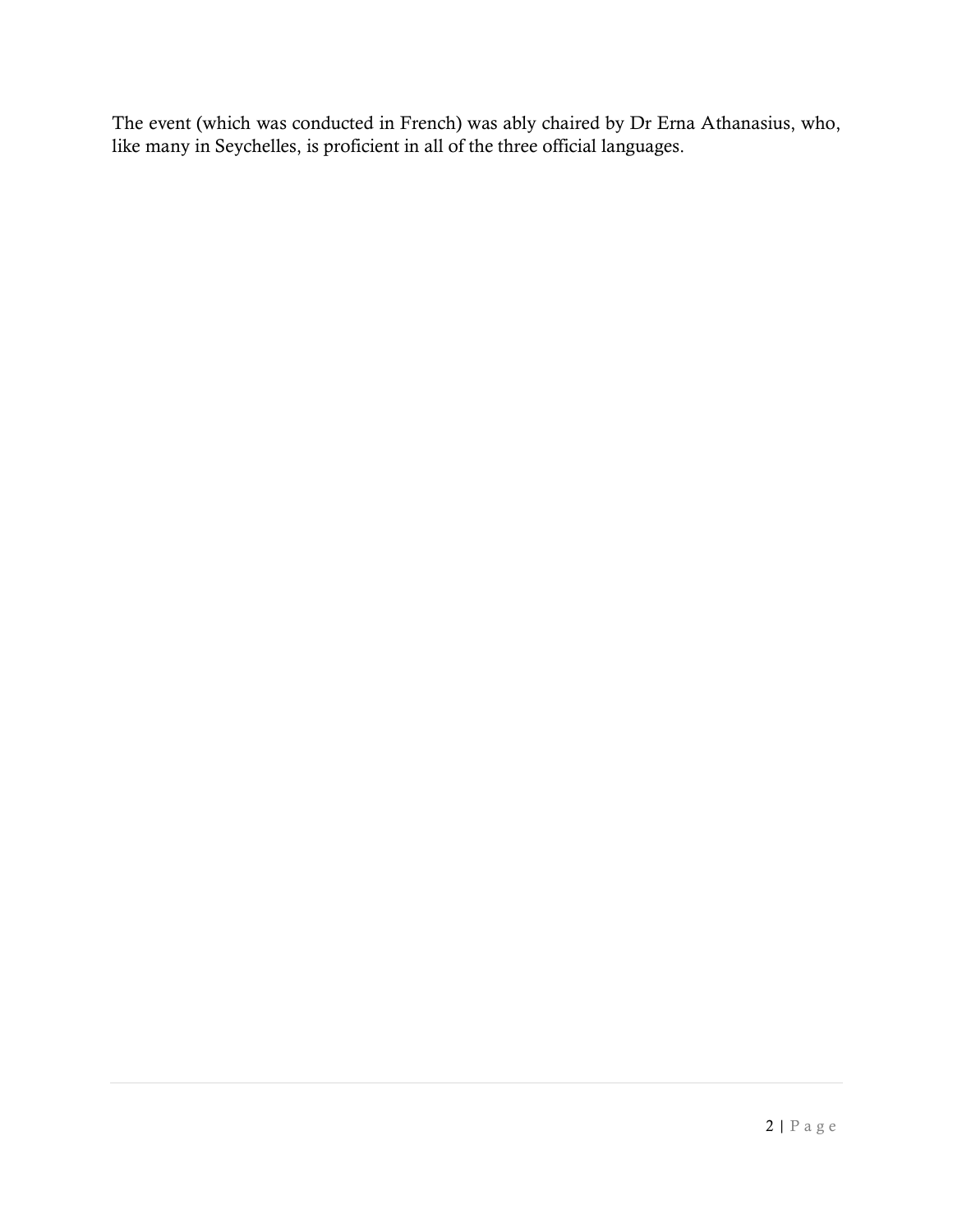The event (which was conducted in French) was ably chaired by Dr Erna Athanasius, who, like many in Seychelles, is proficient in all of the three official languages.